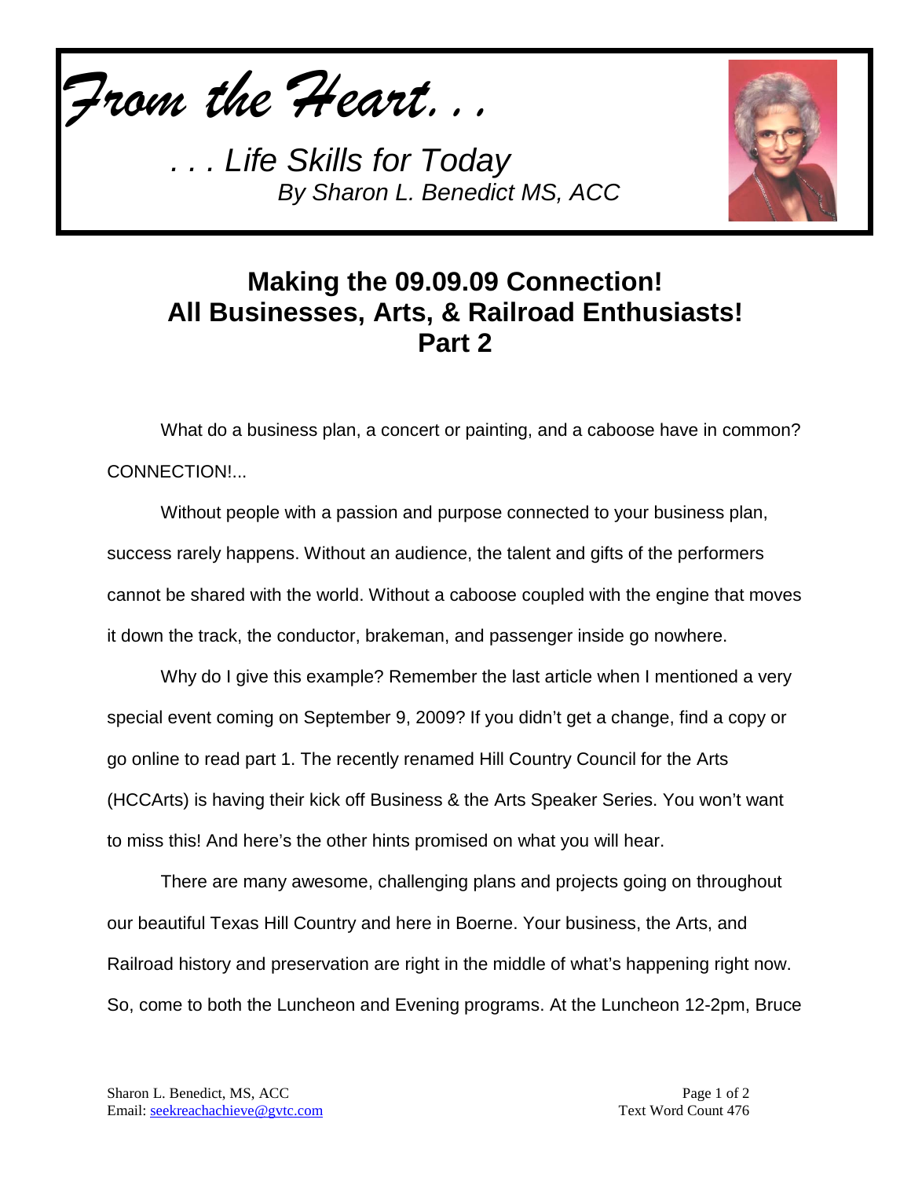*From the Heart. . .*

*. . . Life Skills for Today*
*By Sharon L. Benedict MS, ACC*

# Making the 09.09.09 Connection!
# All Businesses, Arts, & Railroad Enthusiasts!
# Part 2

What do a business plan, a concert or painting, and a caboose have in common? CONNECTION!...

Without people with a passion and purpose connected to your business plan, success rarely happens. Without an audience, the talent and gifts of the performers cannot be shared with the world. Without a caboose coupled with the engine that moves it down the track, the conductor, brakeman, and passenger inside go nowhere.

Why do I give this example? Remember the last article when I mentioned a very special event coming on September 9, 2009? If you didn't get a change, find a copy or go online to read part 1. The recently renamed Hill Country Council for the Arts (HCCArts) is having their kick off Business & the Arts Speaker Series. You won't want to miss this! And here's the other hints promised on what you will hear.

There are many awesome, challenging plans and projects going on throughout our beautiful Texas Hill Country and here in Boerne. Your business, the Arts, and Railroad history and preservation are right in the middle of what's happening right now. So, come to both the Luncheon and Evening programs. At the Luncheon 12-2pm, Bruce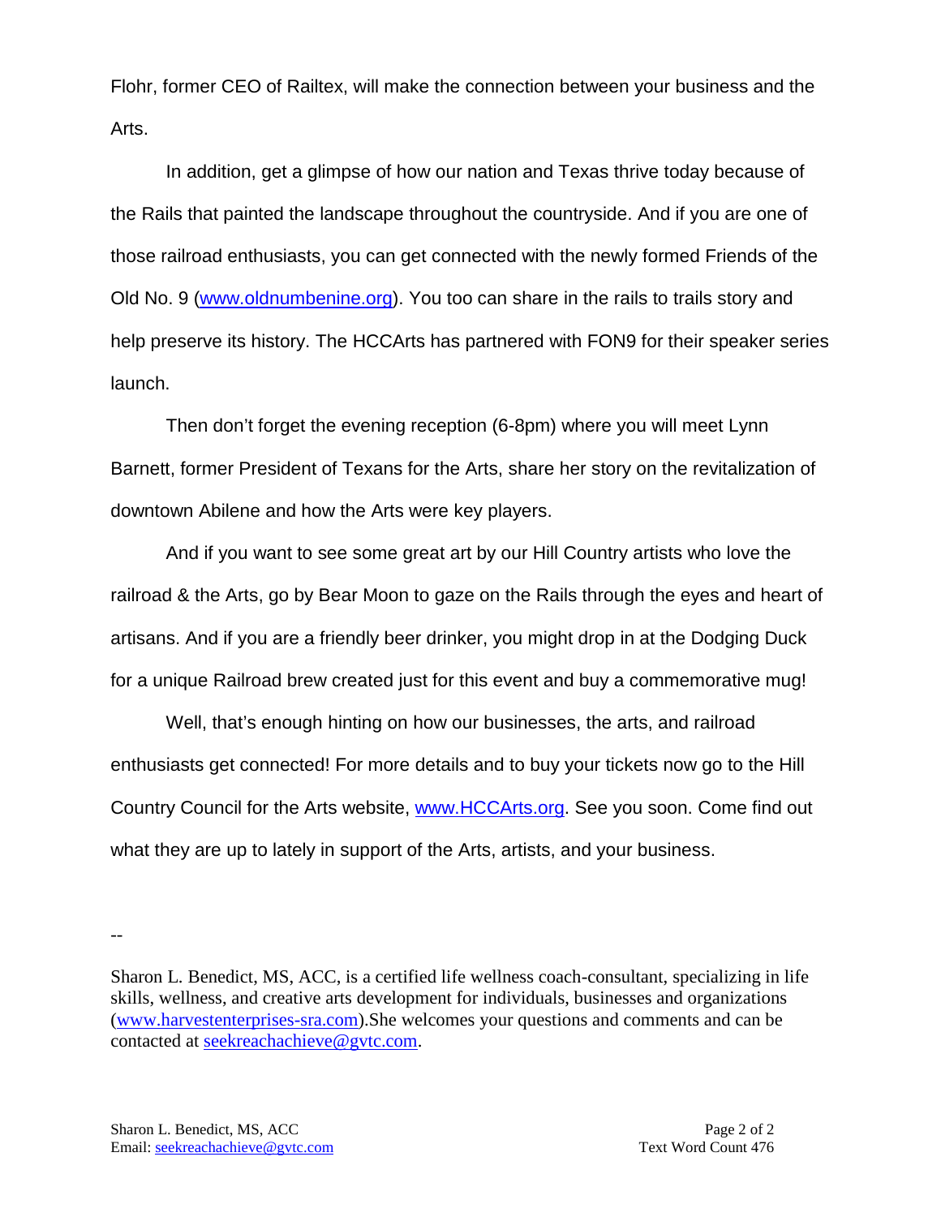Flohr, former CEO of Railtex, will make the connection between your business and the Arts.

In addition, get a glimpse of how our nation and Texas thrive today because of the Rails that painted the landscape throughout the countryside. And if you are one of those railroad enthusiasts, you can get connected with the newly formed Friends of the Old No. 9 (www.oldnumbenine.org). You too can share in the rails to trails story and help preserve its history. The HCCArts has partnered with FON9 for their speaker series launch.

Then don't forget the evening reception (6-8pm) where you will meet Lynn Barnett, former President of Texans for the Arts, share her story on the revitalization of downtown Abilene and how the Arts were key players.

And if you want to see some great art by our Hill Country artists who love the railroad & the Arts, go by Bear Moon to gaze on the Rails through the eyes and heart of artisans. And if you are a friendly beer drinker, you might drop in at the Dodging Duck for a unique Railroad brew created just for this event and buy a commemorative mug!

Well, that's enough hinting on how our businesses, the arts, and railroad enthusiasts get connected! For more details and to buy your tickets now go to the Hill Country Council for the Arts website, www.HCCArts.org. See you soon. Come find out what they are up to lately in support of the Arts, artists, and your business.

--

Sharon L. Benedict, MS, ACC, is a certified life wellness coach-consultant, specializing in life skills, wellness, and creative arts development for individuals, businesses and organizations (www.harvestenterprises-sra.com).She welcomes your questions and comments and can be contacted at seekreachachieve@gvtc.com.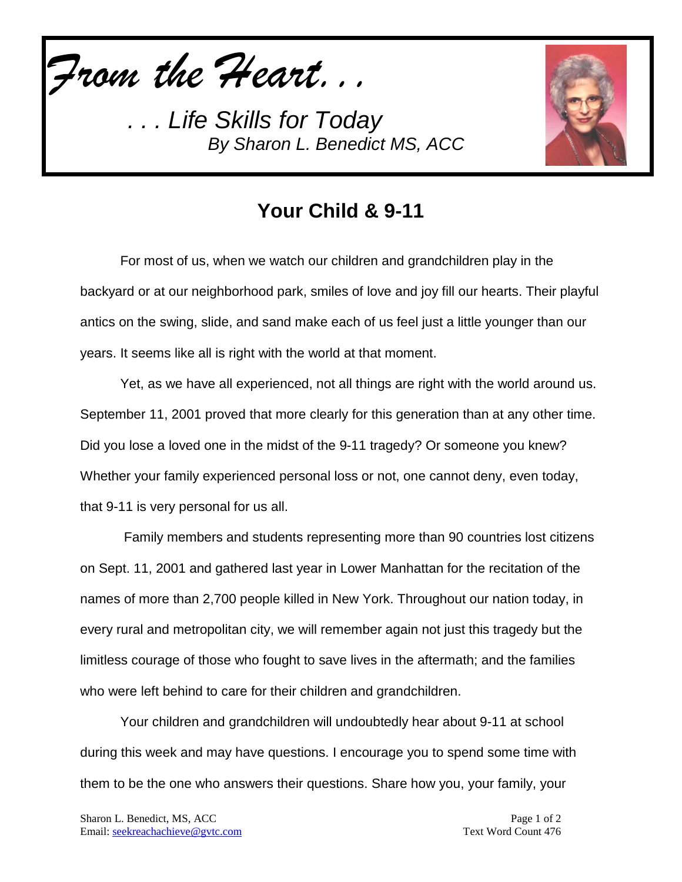*From the Heart. . .*

*. . . Life Skills for Today*
*By Sharon L. Benedict MS, ACC*

## Your Child & 9-11

For most of us, when we watch our children and grandchildren play in the backyard or at our neighborhood park, smiles of love and joy fill our hearts. Their playful antics on the swing, slide, and sand make each of us feel just a little younger than our years. It seems like all is right with the world at that moment.

Yet, as we have all experienced, not all things are right with the world around us. September 11, 2001 proved that more clearly for this generation than at any other time. Did you lose a loved one in the midst of the 9-11 tragedy? Or someone you knew? Whether your family experienced personal loss or not, one cannot deny, even today, that 9-11 is very personal for us all.

Family members and students representing more than 90 countries lost citizens on Sept. 11, 2001 and gathered last year in Lower Manhattan for the recitation of the names of more than 2,700 people killed in New York. Throughout our nation today, in every rural and metropolitan city, we will remember again not just this tragedy but the limitless courage of those who fought to save lives in the aftermath; and the families who were left behind to care for their children and grandchildren.

Your children and grandchildren will undoubtedly hear about 9-11 at school during this week and may have questions. I encourage you to spend some time with them to be the one who answers their questions. Share how you, your family, your

Sharon L. Benedict, MS, ACC
Email: seekreachachieve@gvtc.com

Text Word Count 476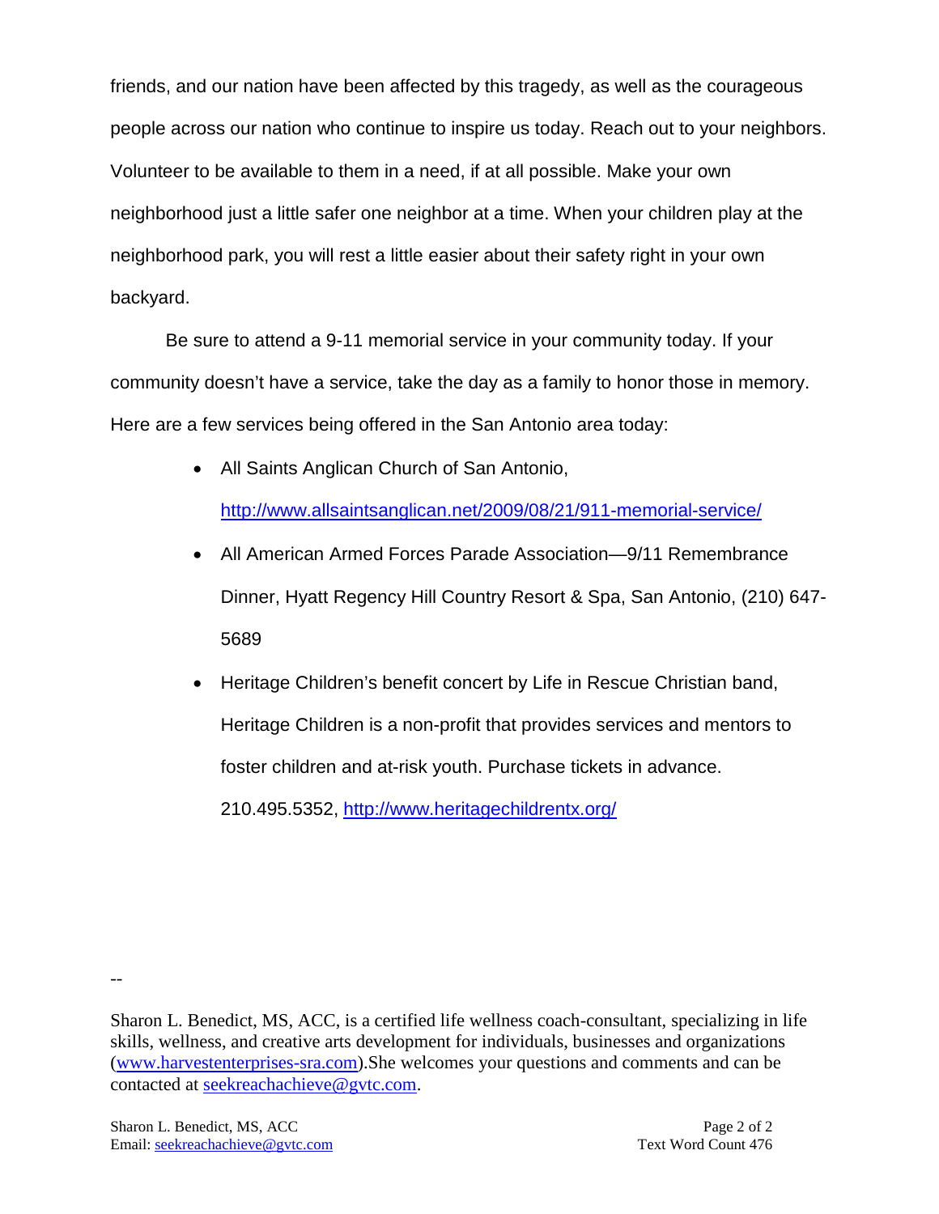friends, and our nation have been affected by this tragedy, as well as the courageous people across our nation who continue to inspire us today. Reach out to your neighbors. Volunteer to be available to them in a need, if at all possible. Make your own neighborhood just a little safer one neighbor at a time. When your children play at the neighborhood park, you will rest a little easier about their safety right in your own backyard.

Be sure to attend a 9-11 memorial service in your community today. If your community doesn't have a service, take the day as a family to honor those in memory. Here are a few services being offered in the San Antonio area today:

- All Saints Anglican Church of San Antonio, [http://www.allsaintsanglican.net/2009/08/21/911-memorial-service/](http://www.allsaintsanglican.net/2009/08/21/911-memorial-service/)
- All American Armed Forces Parade Association—9/11 Remembrance Dinner, Hyatt Regency Hill Country Resort & Spa, San Antonio, (210) 647-5689
- Heritage Children's benefit concert by Life in Rescue Christian band, Heritage Children is a non-profit that provides services and mentors to foster children and at-risk youth. Purchase tickets in advance. 210.495.5352, [http://www.heritagechildrentx.org/](http://www.heritagechildrentx.org/)

--

Sharon L. Benedict, MS, ACC, is a certified life wellness coach-consultant, specializing in life skills, wellness, and creative arts development for individuals, businesses and organizations ([www.harvestenterprises-sra.com](http://www.harvestenterprises-sra.com)).She welcomes your questions and comments and can be contacted at [seekreachachieve@gvtc.com](mailto:seekreachachieve@gvtc.com).

Sharon L. Benedict, MS, ACC
Email: [seekreachachieve@gvtc.com](mailto:seekreachachieve@gvtc.com)

Text Word Count 476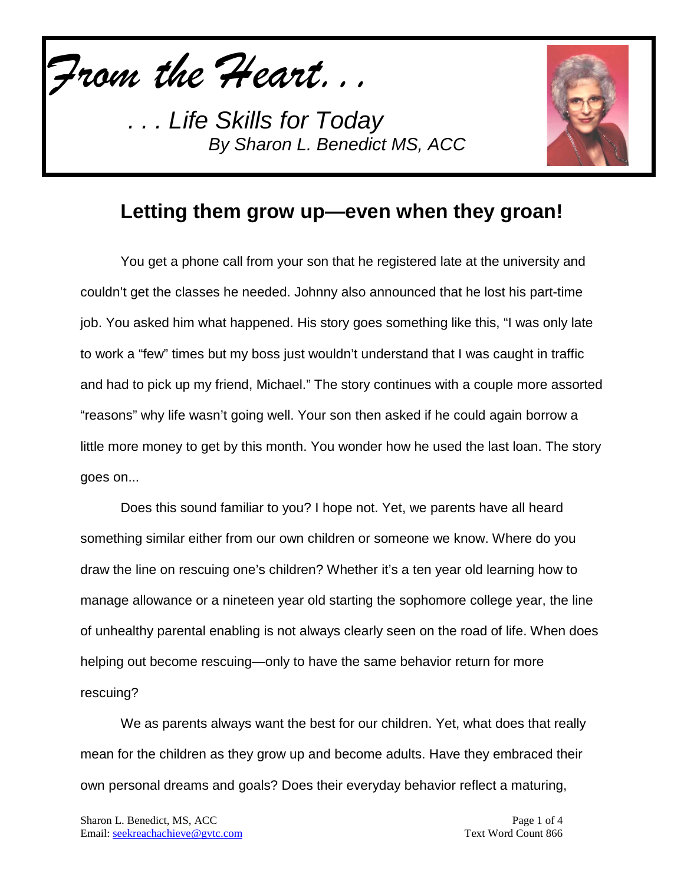*From the Heart. . .*

*. . . Life Skills for Today*
*By Sharon L. Benedict MS, ACC*

## Letting them grow up—even when they groan!

You get a phone call from your son that he registered late at the university and couldn't get the classes he needed. Johnny also announced that he lost his part-time job. You asked him what happened. His story goes something like this, "I was only late to work a "few" times but my boss just wouldn't understand that I was caught in traffic and had to pick up my friend, Michael." The story continues with a couple more assorted "reasons" why life wasn't going well. Your son then asked if he could again borrow a little more money to get by this month. You wonder how he used the last loan. The story goes on...

Does this sound familiar to you? I hope not. Yet, we parents have all heard something similar either from our own children or someone we know. Where do you draw the line on rescuing one's children? Whether it's a ten year old learning how to manage allowance or a nineteen year old starting the sophomore college year, the line of unhealthy parental enabling is not always clearly seen on the road of life. When does helping out become rescuing—only to have the same behavior return for more rescuing?

We as parents always want the best for our children. Yet, what does that really mean for the children as they grow up and become adults. Have they embraced their own personal dreams and goals? Does their everyday behavior reflect a maturing,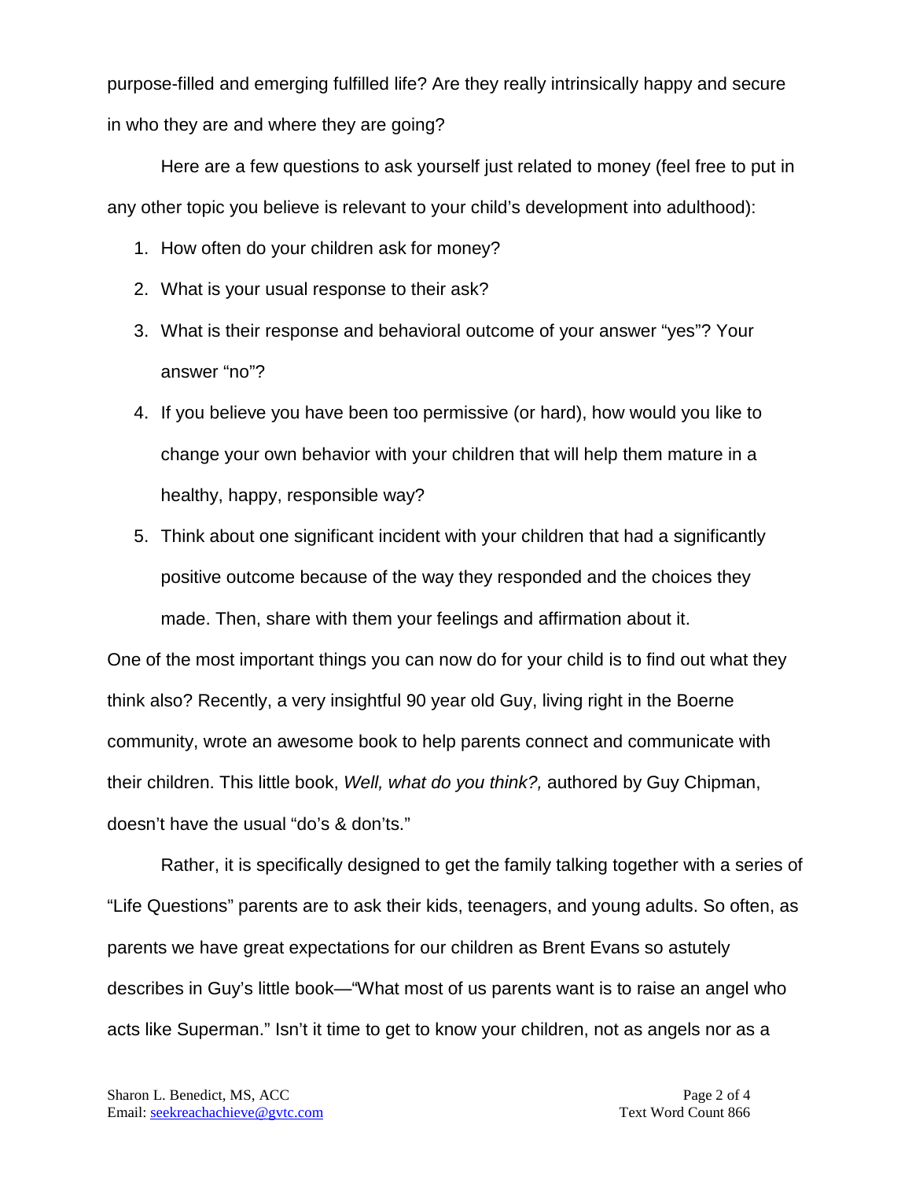purpose-filled and emerging fulfilled life? Are they really intrinsically happy and secure in who they are and where they are going?

Here are a few questions to ask yourself just related to money (feel free to put in any other topic you believe is relevant to your child's development into adulthood):

1. How often do your children ask for money?
2. What is your usual response to their ask?
3. What is their response and behavioral outcome of your answer "yes"? Your answer "no"?
4. If you believe you have been too permissive (or hard), how would you like to change your own behavior with your children that will help them mature in a healthy, happy, responsible way?
5. Think about one significant incident with your children that had a significantly positive outcome because of the way they responded and the choices they made. Then, share with them your feelings and affirmation about it.

One of the most important things you can now do for your child is to find out what they think also? Recently, a very insightful 90 year old Guy, living right in the Boerne community, wrote an awesome book to help parents connect and communicate with their children. This little book, *Well, what do you think?,* authored by Guy Chipman, doesn't have the usual "do's & don'ts."

Rather, it is specifically designed to get the family talking together with a series of "Life Questions" parents are to ask their kids, teenagers, and young adults. So often, as parents we have great expectations for our children as Brent Evans so astutely describes in Guy's little book—"What most of us parents want is to raise an angel who acts like Superman." Isn't it time to get to know your children, not as angels nor as a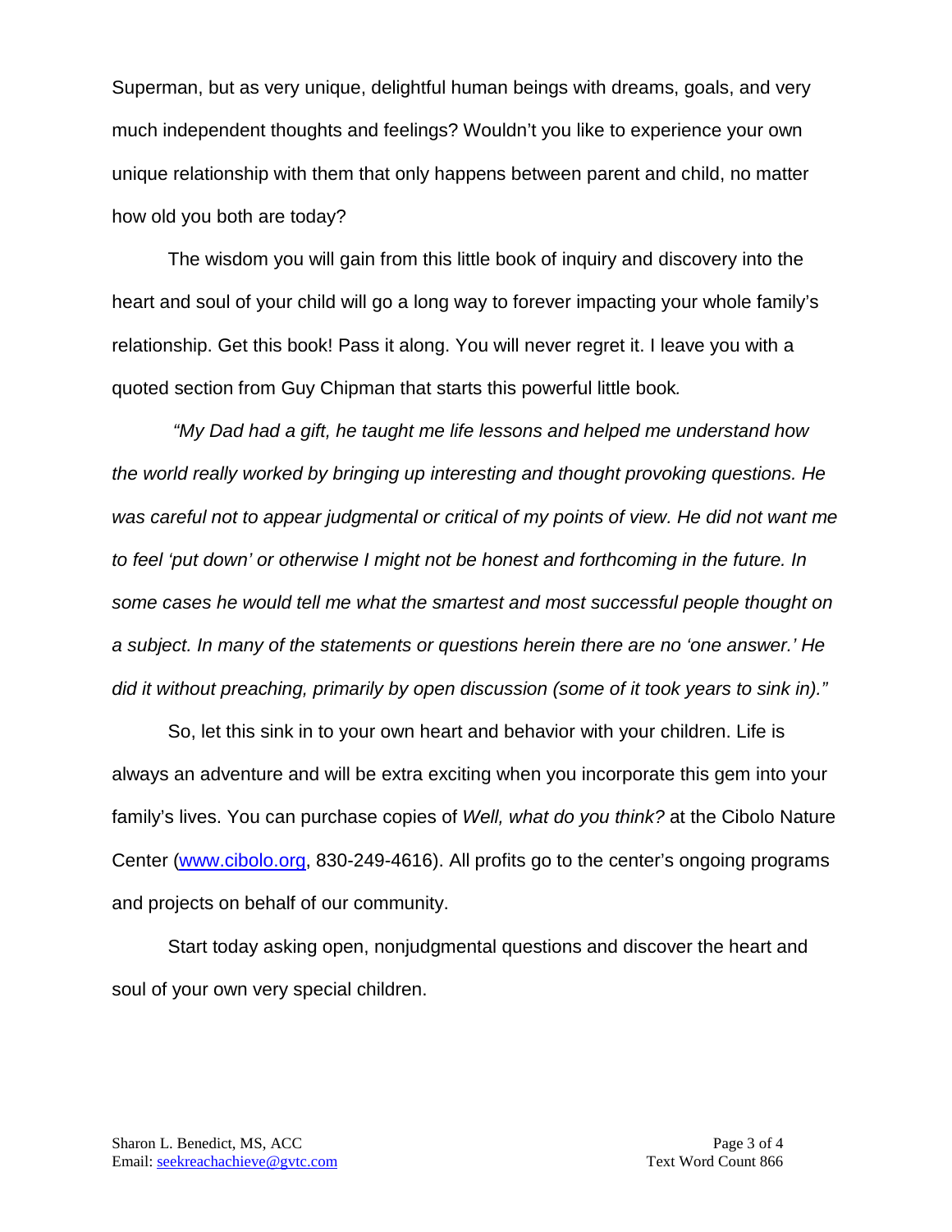Superman, but as very unique, delightful human beings with dreams, goals, and very much independent thoughts and feelings? Wouldn't you like to experience your own unique relationship with them that only happens between parent and child, no matter how old you both are today?

The wisdom you will gain from this little book of inquiry and discovery into the heart and soul of your child will go a long way to forever impacting your whole family's relationship. Get this book! Pass it along. You will never regret it. I leave you with a quoted section from Guy Chipman that starts this powerful little book.

*"My Dad had a gift, he taught me life lessons and helped me understand how the world really worked by bringing up interesting and thought provoking questions. He was careful not to appear judgmental or critical of my points of view. He did not want me to feel 'put down' or otherwise I might not be honest and forthcoming in the future. In some cases he would tell me what the smartest and most successful people thought on a subject. In many of the statements or questions herein there are no 'one answer.' He did it without preaching, primarily by open discussion (some of it took years to sink in)."*

So, let this sink in to your own heart and behavior with your children. Life is always an adventure and will be extra exciting when you incorporate this gem into your family's lives. You can purchase copies of *Well, what do you think?* at the Cibolo Nature Center (www.cibolo.org, 830-249-4616). All profits go to the center's ongoing programs and projects on behalf of our community.

Start today asking open, nonjudgmental questions and discover the heart and soul of your own very special children.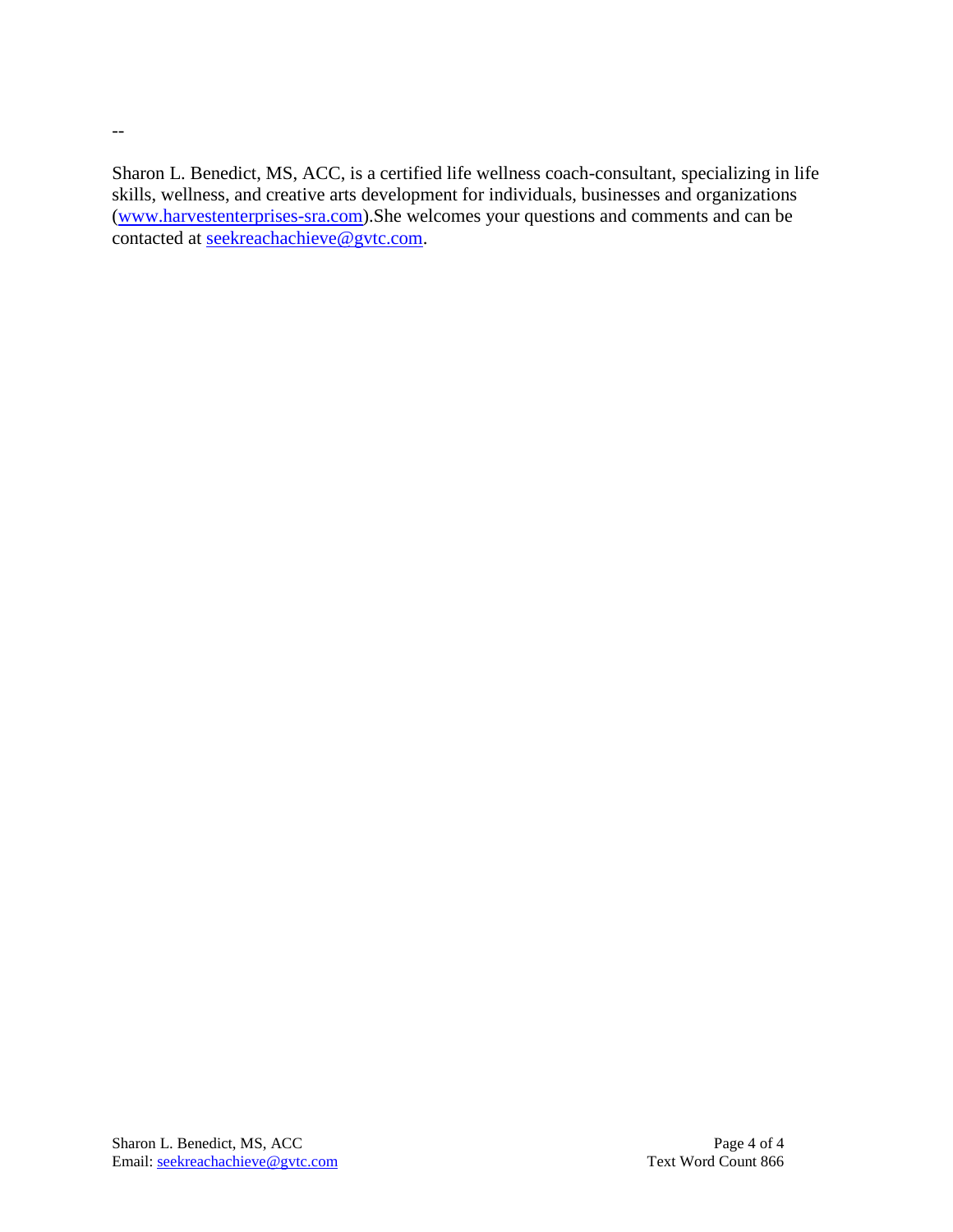--

Sharon L. Benedict, MS, ACC, is a certified life wellness coach-consultant, specializing in life skills, wellness, and creative arts development for individuals, businesses and organizations (www.harvestenterprises-sra.com).She welcomes your questions and comments and can be contacted at seekreachachieve@gvtc.com.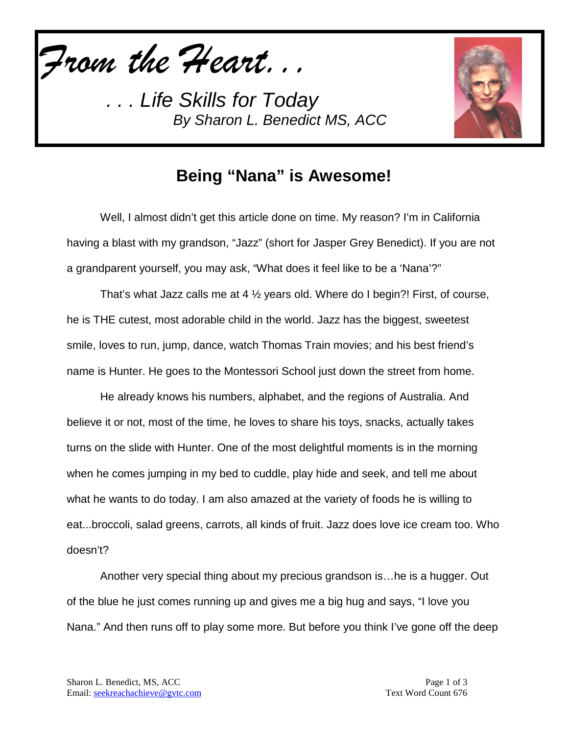*From the Heart. . .*

*. . . Life Skills for Today*
*By Sharon L. Benedict MS, ACC*

## Being "Nana" is Awesome!

Well, I almost didn't get this article done on time. My reason? I'm in California having a blast with my grandson, "Jazz" (short for Jasper Grey Benedict). If you are not a grandparent yourself, you may ask, "What does it feel like to be a 'Nana'?"

That's what Jazz calls me at 4 ½ years old. Where do I begin?! First, of course, he is THE cutest, most adorable child in the world. Jazz has the biggest, sweetest smile, loves to run, jump, dance, watch Thomas Train movies; and his best friend's name is Hunter. He goes to the Montessori School just down the street from home.

He already knows his numbers, alphabet, and the regions of Australia. And believe it or not, most of the time, he loves to share his toys, snacks, actually takes turns on the slide with Hunter. One of the most delightful moments is in the morning when he comes jumping in my bed to cuddle, play hide and seek, and tell me about what he wants to do today. I am also amazed at the variety of foods he is willing to eat...broccoli, salad greens, carrots, all kinds of fruit. Jazz does love ice cream too. Who doesn't?

Another very special thing about my precious grandson is…he is a hugger. Out of the blue he just comes running up and gives me a big hug and says, "I love you Nana." And then runs off to play some more. But before you think I've gone off the deep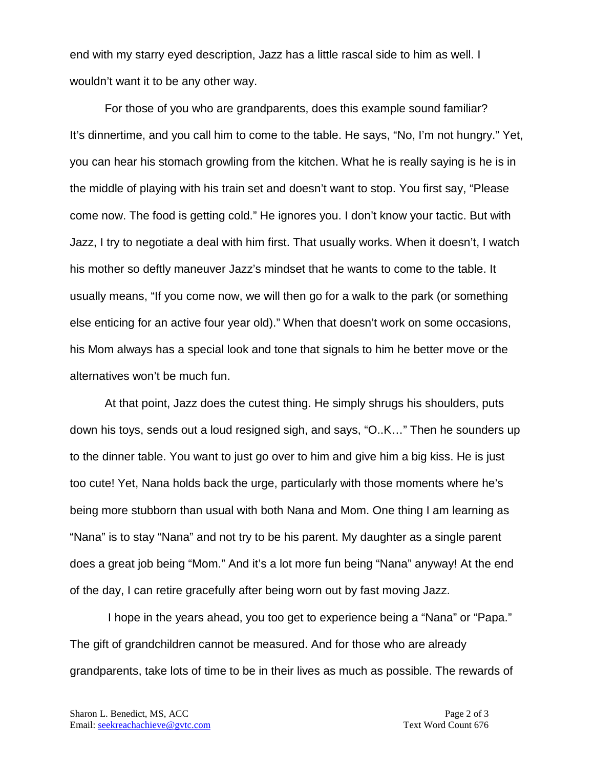end with my starry eyed description, Jazz has a little rascal side to him as well. I wouldn't want it to be any other way.

For those of you who are grandparents, does this example sound familiar? It's dinnertime, and you call him to come to the table. He says, "No, I'm not hungry." Yet, you can hear his stomach growling from the kitchen. What he is really saying is he is in the middle of playing with his train set and doesn't want to stop. You first say, "Please come now. The food is getting cold." He ignores you. I don't know your tactic. But with Jazz, I try to negotiate a deal with him first. That usually works. When it doesn't, I watch his mother so deftly maneuver Jazz's mindset that he wants to come to the table. It usually means, "If you come now, we will then go for a walk to the park (or something else enticing for an active four year old)." When that doesn't work on some occasions, his Mom always has a special look and tone that signals to him he better move or the alternatives won't be much fun.

At that point, Jazz does the cutest thing. He simply shrugs his shoulders, puts down his toys, sends out a loud resigned sigh, and says, "O..K…" Then he sounders up to the dinner table. You want to just go over to him and give him a big kiss. He is just too cute! Yet, Nana holds back the urge, particularly with those moments where he's being more stubborn than usual with both Nana and Mom. One thing I am learning as "Nana" is to stay "Nana" and not try to be his parent. My daughter as a single parent does a great job being "Mom." And it's a lot more fun being "Nana" anyway! At the end of the day, I can retire gracefully after being worn out by fast moving Jazz.

I hope in the years ahead, you too get to experience being a "Nana" or "Papa." The gift of grandchildren cannot be measured. And for those who are already grandparents, take lots of time to be in their lives as much as possible. The rewards of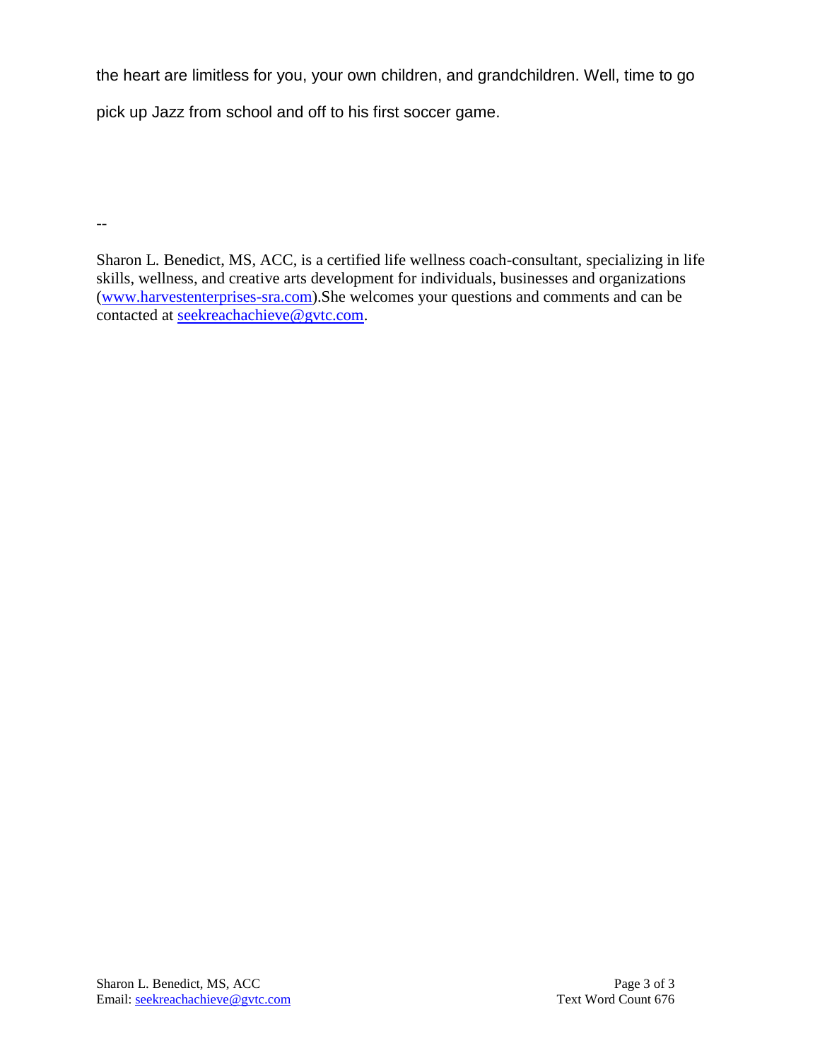the heart are limitless for you, your own children, and grandchildren. Well, time to go pick up Jazz from school and off to his first soccer game.

--

Sharon L. Benedict, MS, ACC, is a certified life wellness coach-consultant, specializing in life skills, wellness, and creative arts development for individuals, businesses and organizations (www.harvestenterprises-sra.com).She welcomes your questions and comments and can be contacted at seekreachachieve@gvtc.com.